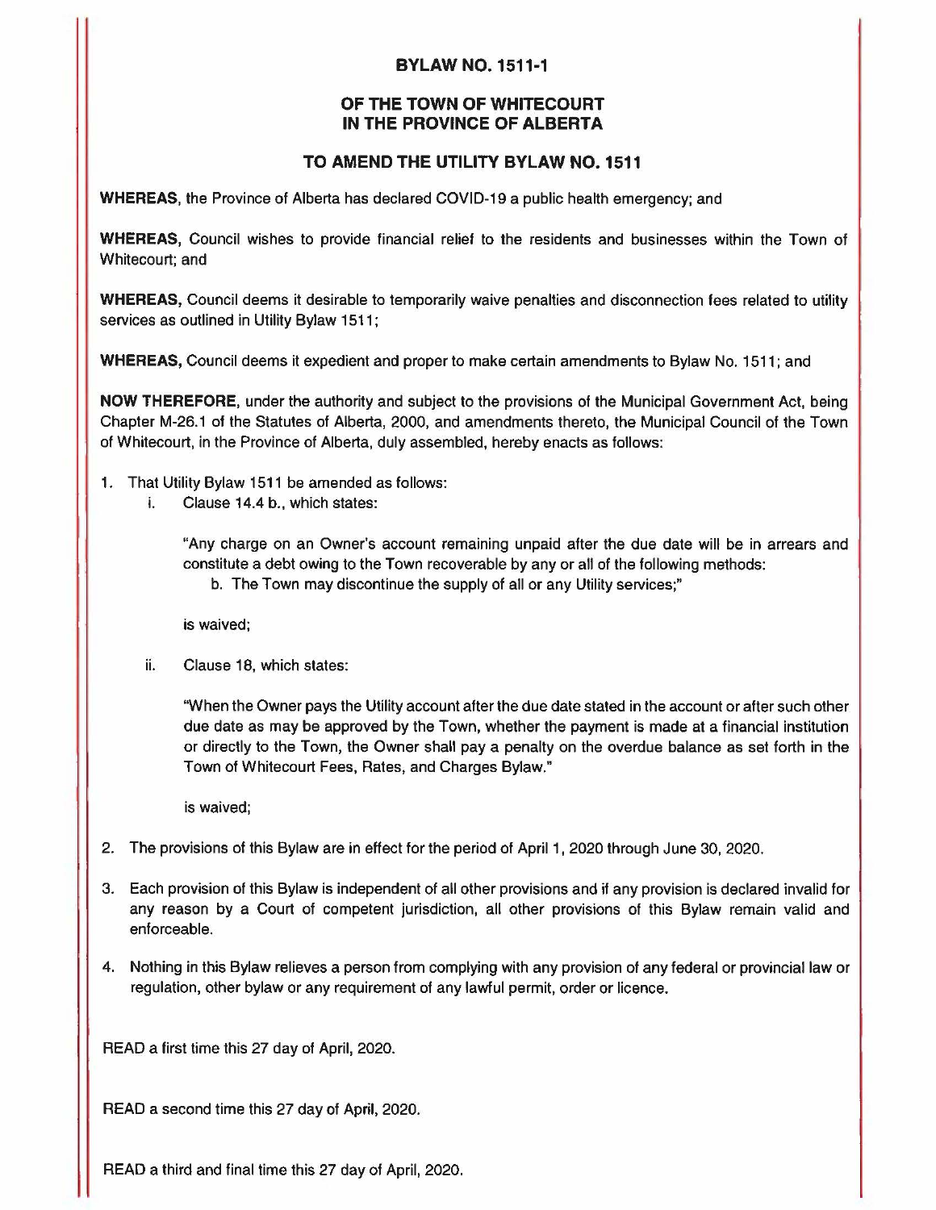# BYLAW NO. 1511-1

## OF THE TOWN OF WHITECOURT IN THE PROVINCE OF ALBERTA

## TO AMEND THE UTILITY BYLAW NO. 1511

**WHEREAS**, the Province of Alberta has declared COVID-19 a public health emergency; and

**WHEREAS**, Council wishes to provide financial relief to the residents and businesses within the Town of Whitecourt; and

**WHEREAS**, Council deems it desirable to temporarily waive penalties and disconnection fees related to utility services as outlined in Utility Bylaw 1511;

**WHEREAS**, Council deems it expedient and proper to make certain amendments to Bylaw No. 1511; and

**NOW THEREFORE**, under the authority and subject to the provisions of the Municipal Government Act, being Chapter M-26.1 of the Statutes of Alberta, 2000, and amendments thereto, the Municipal Council of the Town of Whitecourt, in the Province of Alberta, duly assembled, hereby enacts as follows:

1. That Utility Bylaw 1511 be amended as follows:
   i. Clause 14.4 b., which states:

      "Any charge on an Owner's account remaining unpaid after the due date will be in arrears and constitute a debt owing to the Town recoverable by any or all of the following methods:
      b. The Town may discontinue the supply of all or any Utility services;"

      is waived;

   ii. Clause 18, which states:

      "When the Owner pays the Utility account after the due date stated in the account or after such other due date as may be approved by the Town, whether the payment is made at a financial institution or directly to the Town, the Owner shall pay a penalty on the overdue balance as set forth in the Town of Whitecourt Fees, Rates, and Charges Bylaw."

      is waived;

2. The provisions of this Bylaw are in effect for the period of April 1, 2020 through June 30, 2020.
3. Each provision of this Bylaw is independent of all other provisions and if any provision is declared invalid for any reason by a Court of competent jurisdiction, all other provisions of this Bylaw remain valid and enforceable.
4. Nothing in this Bylaw relieves a person from complying with any provision of any federal or provincial law or regulation, other bylaw or any requirement of any lawful permit, order or licence.

READ a first time this 27 day of April, 2020.

READ a second time this 27 day of April, 2020.

READ a third and final time this 27 day of April, 2020.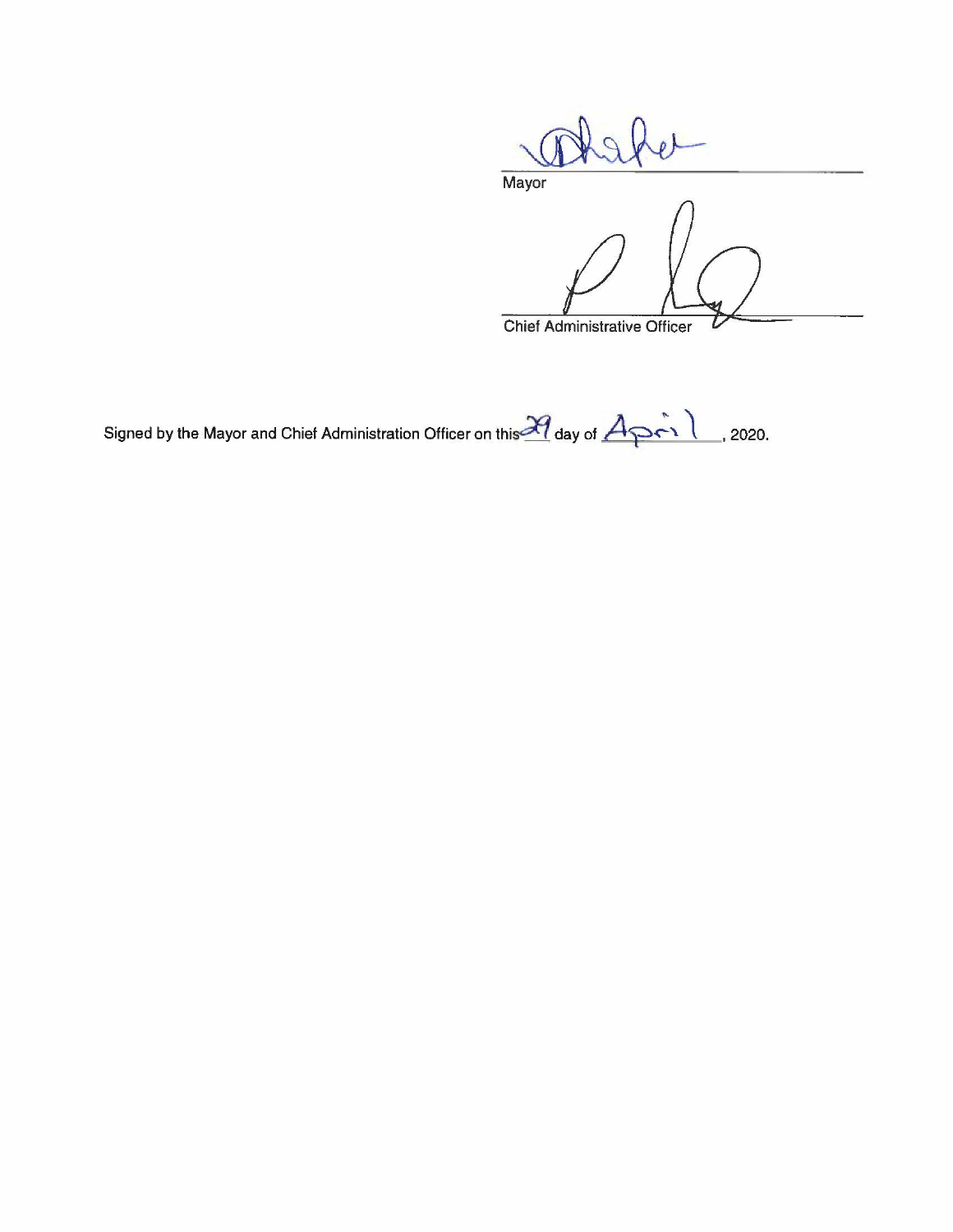Mayor

Chief Administrative Officer

Signed by the Mayor and Chief Administration Officer on this 29 day of April, 2020.